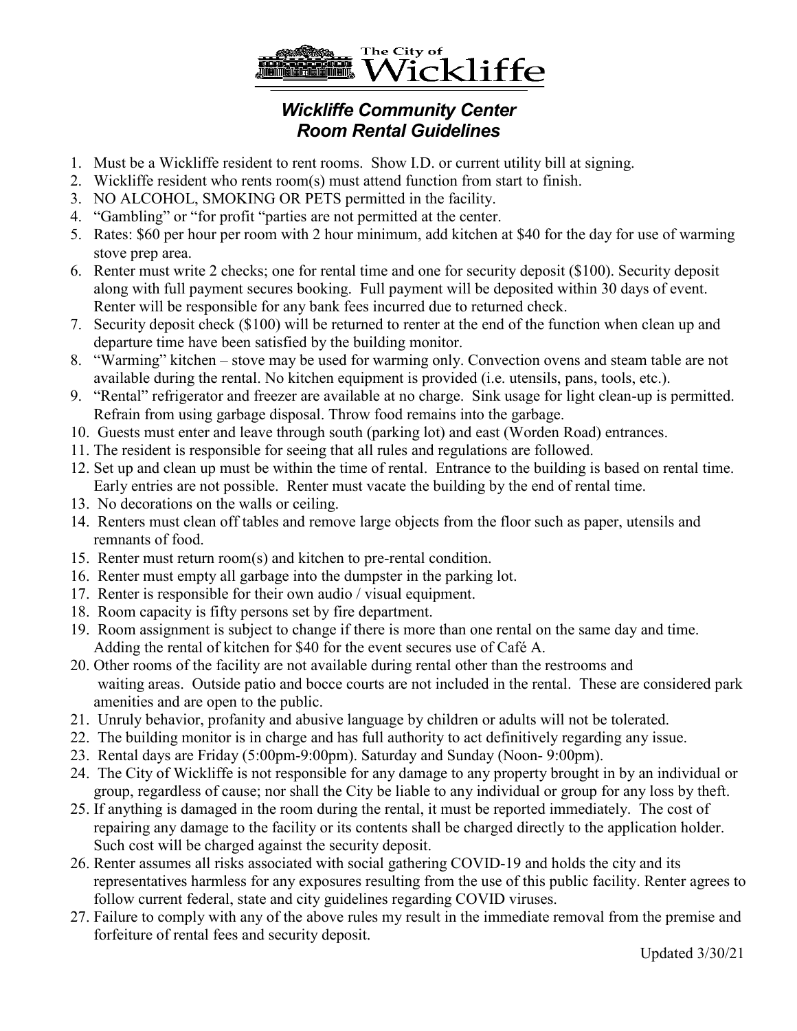The City of Wickliffe

# *Wickliffe Community Center*
## *Room Rental Guidelines*

1. Must be a Wickliffe resident to rent rooms. Show I.D. or current utility bill at signing.
2. Wickliffe resident who rents room(s) must attend function from start to finish.
3. NO ALCOHOL, SMOKING OR PETS permitted in the facility.
4. "Gambling" or "for profit "parties are not permitted at the center.
5. Rates: $60 per hour per room with 2 hour minimum, add kitchen at $40 for the day for use of warming stove prep area.
6. Renter must write 2 checks; one for rental time and one for security deposit ($100). Security deposit along with full payment secures booking. Full payment will be deposited within 30 days of event. Renter will be responsible for any bank fees incurred due to returned check.
7. Security deposit check ($100) will be returned to renter at the end of the function when clean up and departure time have been satisfied by the building monitor.
8. "Warming" kitchen – stove may be used for warming only. Convection ovens and steam table are not available during the rental. No kitchen equipment is provided (i.e. utensils, pans, tools, etc.).
9. "Rental" refrigerator and freezer are available at no charge. Sink usage for light clean-up is permitted. Refrain from using garbage disposal. Throw food remains into the garbage.
10. Guests must enter and leave through south (parking lot) and east (Worden Road) entrances.
11. The resident is responsible for seeing that all rules and regulations are followed.
12. Set up and clean up must be within the time of rental. Entrance to the building is based on rental time. Early entries are not possible. Renter must vacate the building by the end of rental time.
13. No decorations on the walls or ceiling.
14. Renters must clean off tables and remove large objects from the floor such as paper, utensils and remnants of food.
15. Renter must return room(s) and kitchen to pre-rental condition.
16. Renter must empty all garbage into the dumpster in the parking lot.
17. Renter is responsible for their own audio / visual equipment.
18. Room capacity is fifty persons set by fire department.
19. Room assignment is subject to change if there is more than one rental on the same day and time. Adding the rental of kitchen for $40 for the event secures use of Café A.
20. Other rooms of the facility are not available during rental other than the restrooms and waiting areas. Outside patio and bocce courts are not included in the rental. These are considered park amenities and are open to the public.
21. Unruly behavior, profanity and abusive language by children or adults will not be tolerated.
22. The building monitor is in charge and has full authority to act definitively regarding any issue.
23. Rental days are Friday (5:00pm-9:00pm). Saturday and Sunday (Noon- 9:00pm).
24. The City of Wickliffe is not responsible for any damage to any property brought in by an individual or group, regardless of cause; nor shall the City be liable to any individual or group for any loss by theft.
25. If anything is damaged in the room during the rental, it must be reported immediately. The cost of repairing any damage to the facility or its contents shall be charged directly to the application holder. Such cost will be charged against the security deposit.
26. Renter assumes all risks associated with social gathering COVID-19 and holds the city and its representatives harmless for any exposures resulting from the use of this public facility. Renter agrees to follow current federal, state and city guidelines regarding COVID viruses.
27. Failure to comply with any of the above rules my result in the immediate removal from the premise and forfeiture of rental fees and security deposit.

Updated 3/30/21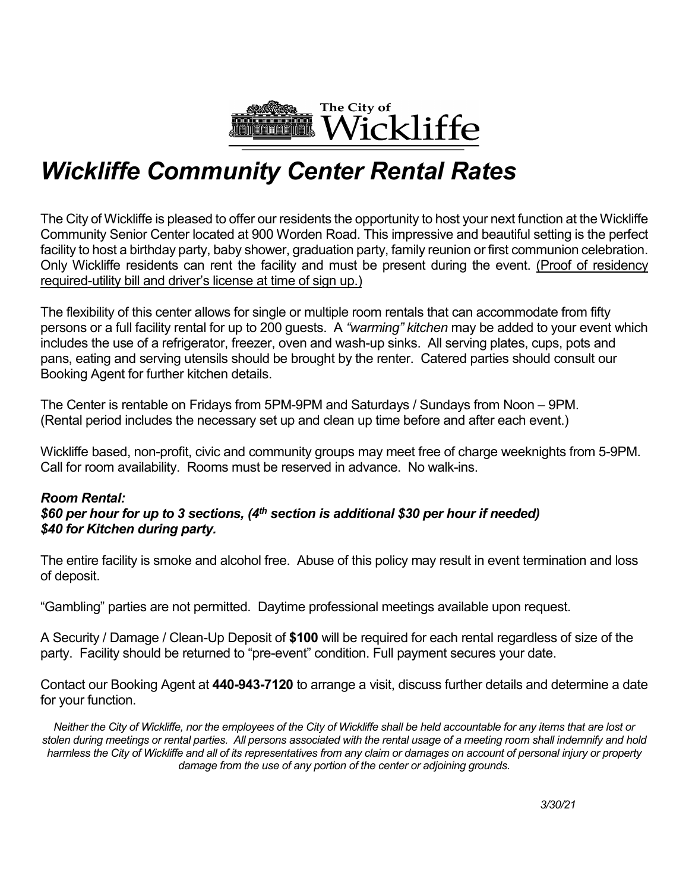The City of Wickliffe

# *Wickliffe Community Center Rental Rates*

The City of Wickliffe is pleased to offer our residents the opportunity to host your next function at the Wickliffe Community Senior Center located at 900 Worden Road. This impressive and beautiful setting is the perfect facility to host a birthday party, baby shower, graduation party, family reunion or first communion celebration. Only Wickliffe residents can rent the facility and must be present during the event. <u>(Proof of residency required-utility bill and driver's license at time of sign up.)</u>

The flexibility of this center allows for single or multiple room rentals that can accommodate from fifty persons or a full facility rental for up to 200 guests. A *"warming" kitchen* may be added to your event which includes the use of a refrigerator, freezer, oven and wash-up sinks. All serving plates, cups, pots and pans, eating and serving utensils should be brought by the renter. Catered parties should consult our Booking Agent for further kitchen details.

The Center is rentable on Fridays from 5PM-9PM and Saturdays / Sundays from Noon – 9PM. (Rental period includes the necessary set up and clean up time before and after each event.)

Wickliffe based, non-profit, civic and community groups may meet free of charge weeknights from 5-9PM. Call for room availability. Rooms must be reserved in advance. No walk-ins.

***Room Rental:***
***\$60 per hour for up to 3 sections, (4th section is additional \$30 per hour if needed)***
***\$40 for Kitchen during party.***

The entire facility is smoke and alcohol free. Abuse of this policy may result in event termination and loss of deposit.

"Gambling" parties are not permitted. Daytime professional meetings available upon request.

A Security / Damage / Clean-Up Deposit of **\$100** will be required for each rental regardless of size of the party. Facility should be returned to "pre-event" condition. Full payment secures your date.

Contact our Booking Agent at **440-943-7120** to arrange a visit, discuss further details and determine a date for your function.

*Neither the City of Wickliffe, nor the employees of the City of Wickliffe shall be held accountable for any items that are lost or stolen during meetings or rental parties. All persons associated with the rental usage of a meeting room shall indemnify and hold harmless the City of Wickliffe and all of its representatives from any claim or damages on account of personal injury or property damage from the use of any portion of the center or adjoining grounds.*

*3/30/21*